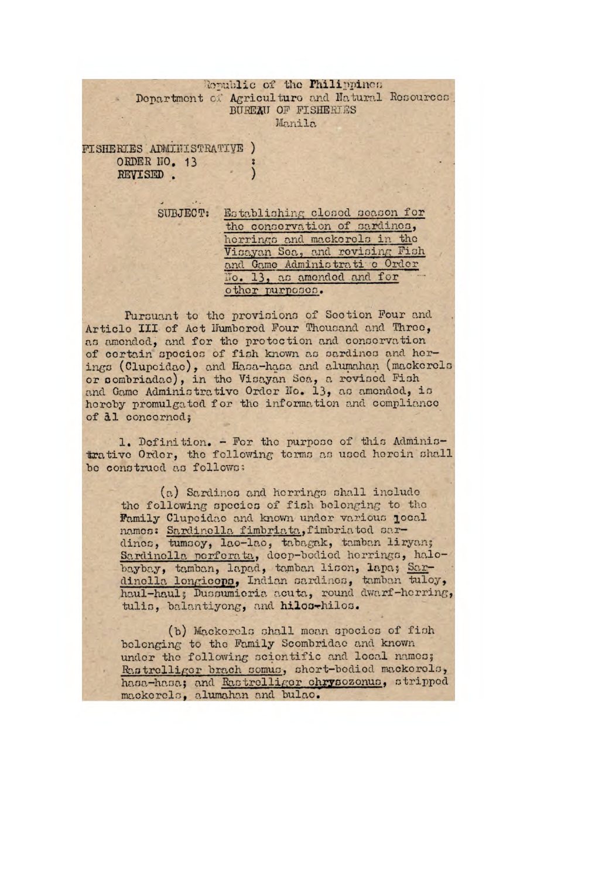Republic of the Philippines
Department of Agriculture and Natural Resources
BUREAU OF FISHERIES
Manila

FISHERIES ADMINISTRATIVE ORDER NO. 13 REVISED.

SUBJECT: Establishing closed season for the conservation of sardines, herrings and mackerels in the Visayan Sea, and revising Fish and Game Administrative Order No. 13, as amended and for other purposes.

Pursuant to the provisions of Section Four and Article III of Act Numbered Four Thousand and Three, as amended, and for the protection and conservation of certain species of fish known as sardines and herings (Clupeidae), and Hasa-hasa and alumahan (mackerels or sombriadae), in the Visayan Sea, a revised Fish and Game Administrative Order No. 13, as amended, is hereby promulgated for the information and compliance of àl concerned;

1. Definition. - For the purpose of this Administrative Order, the following terms as used herein shall be construed as follows:

(a) Sardines and herrings shall include the following species of fish belonging to the Family Clupeidae and known under various local names: Sardinella fimbriata, fimbriated sardines, tumsoy, lao-lao, tabagak, tamban liryan; Sardinella perforata, deep-bodied herrings, halo-bayboy, tamban, lapad, tamban lison, lapa; Sardinella longiceps, Indian sardines, tamban tuloy, haul-haul; Dussumieria acuta, round dwarf-herring, tulis, balantiyong, and **hilos-hilos**.

(b) Mackerels shall mean species of fish belonging to the Family Scombridae and known under the following scientific and local names; Rastrelliger brach somus, short-bodied mackerels, hasa-hasa; and Rastrelliger chrysozonus, stripped mackerels, alumahan and bulao.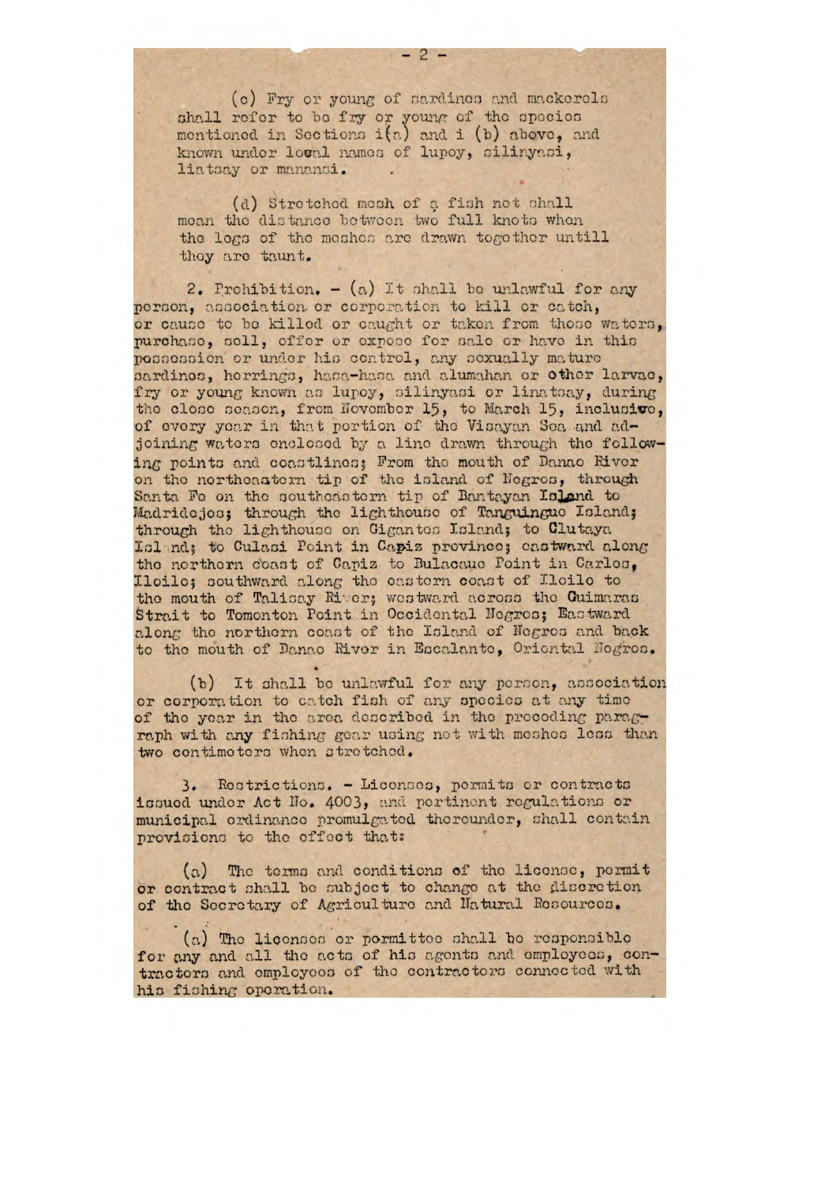(c) Fry or young of sardines and mackerels shall refer to be fry or young of the species mentioned in Sections i(a) and i (b) above, and known under local names of lupoy, silinyasi, liatsay or manansi.

(d) Stretched mesh of a fish net shall mean the distance between two full knots when the legs of the meshes are drawn together untill they are taunt.

2. Prohibition. - (a) It shall be unlawful for any person, association or corporation to kill or catch, or cause to be killed or caught or taken from those waters, purchase, sell, offer or expose for sale or have in this possession or under his control, any sexually mature sardines, herrings, hasa-hasa and alumahan or other larvae, fry or young known as lupoy, silinyasi or linatsay, during the close season, from November 15, to March 15, inclusive, of every year in that portion of the Visayan Sea and adjoining waters enclosed by a line drawn through the following points and coastlines; From the mouth of Danao River on the northeastern tip of the island of Negros, through Santa Fe on the southeastern tip of Bantayan Island to Madridejos; through the lighthouse of Tanguingue Island; through the lighthouse on Gigantes Island; to Clutaya Island; to Culasi Point in Capiz province; eastward along the northern coast of Capiz to Bulacaue Point in Carlos, Iloilo; southward along the eastern coast of Iloilo to the mouth of Talisay River; westward across the Guimaras Strait to Tomonton Point in Occidental Negros; Eastward along the northern coast of the Island of Negros and back to the mouth of Danao River in Escalante, Oriental Negros.

(b) It shall be unlawful for any person, association or corporation to catch fish of any species at any time of the year in the area described in the preceding paragraph with any fishing gear using not with meshes less than two centimeters when stretched.

3. Restrictions. - Licenses, permits or contracts issued under Act No. 4003, and pertinent regulations or municipal ordinance promulgated thereunder, shall contain provisions to the effect that:

(a) The terms and conditions of the license, permit or contract shall be subject to change at the discretion of the Secretary of Agriculture and Natural Resources.

(a) The licensee or permittee shall be responsible for any and all the acts of his agents and employees, contractors and employees of the contractors connected with his fishing operation.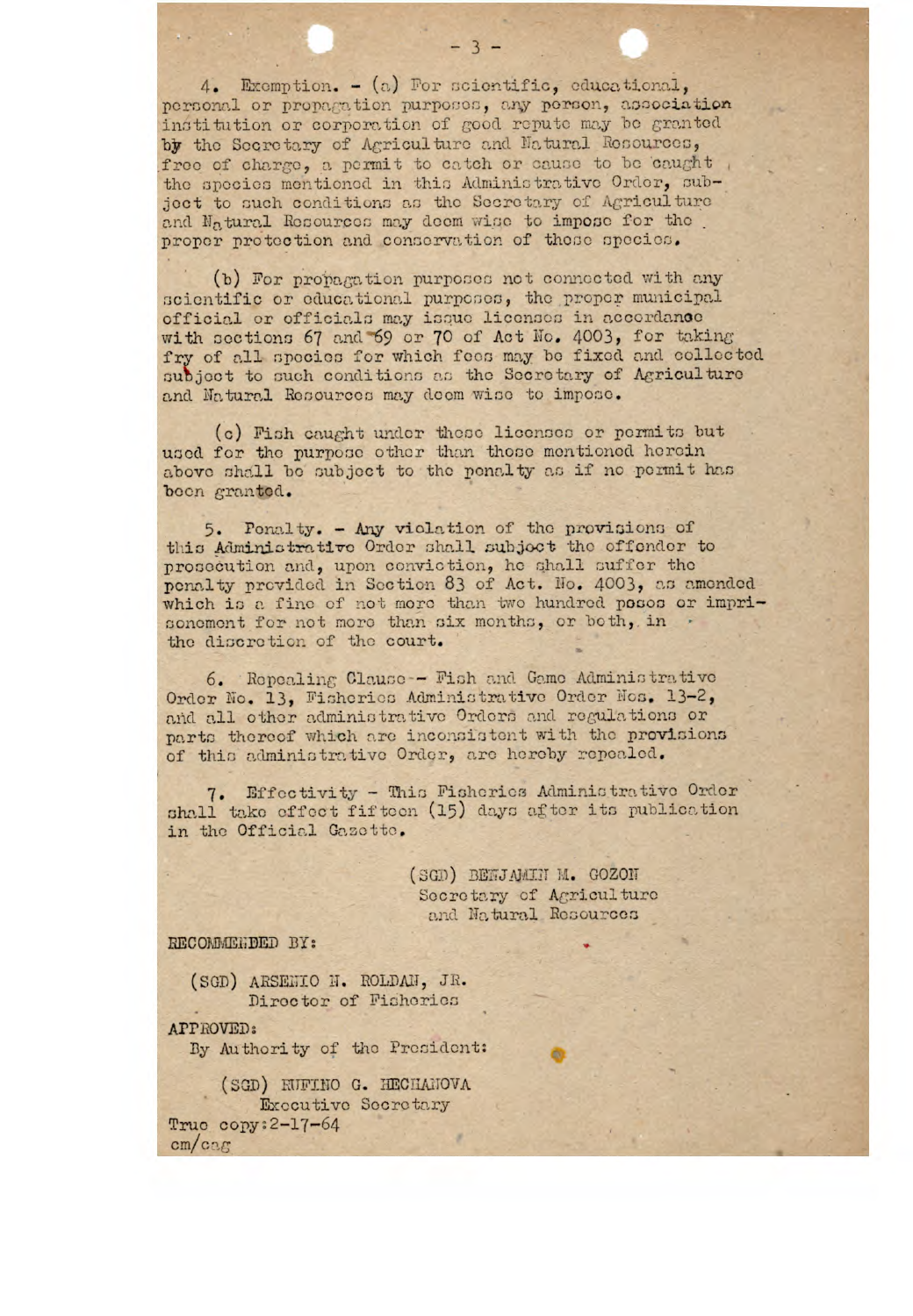4. Exemption. - (a) For scientific, educational, personal or propagation purposes, any person, association institution or corporation of good repute may be granted by the Secretary of Agriculture and Natural Resources, free of charge, a permit to catch or cause to be caught the species mentioned in this Administrative Order, subject to such conditions as the Secretary of Agriculture and Natural Resources may deem wise to impose for the proper protection and conservation of those species.

(b) For propagation purposes not connected with any scientific or educational purposes, the proper municipal official or officials may issue licenses in accordance with sections 67 and 69 or 70 of Act No. 4003, for taking fry of all species for which fees may be fixed and collected subject to such conditions as the Secretary of Agriculture and Natural Resources may deem wise to impose.

(c) Fish caught under these licenses or permits but used for the purpose other than those mentioned herein above shall be subject to the penalty as if no permit has been granted.

5. Penalty. - Any violation of the provisions of this Administrative Order shall subject the offender to prosecution and, upon conviction, he shall suffer the penalty provided in Section 83 of Act. No. 4003, as amended which is a fine of not more than two hundred pesos or imprisonment for not more than six months, or both, in the discretion of the court.

6. Repealing Clause - Fish and Game Administrative Order No. 13, Fisheries Administrative Order Nos. 13-2, and all other administrative Orders and regulations or parts thereof which are inconsistent with the provisions of this administrative Order, are hereby repealed.

7. Effectivity - This Fisheries Administrative Order shall take effect fifteen (15) days after its publication in the Official Gazette.

(SGD) BENJAMIN M. GOZON
Secretary of Agriculture
and Natural Resources

RECOMMENDED BY:

(SGD) ARSENIO N. ROLDAN, JR.
Director of Fisheries

APPROVED:
By Authority of the President:

(SGD) RUFINO G. HECHANOVA
Executive Secretary

True copy:2-17-64
cm/cag